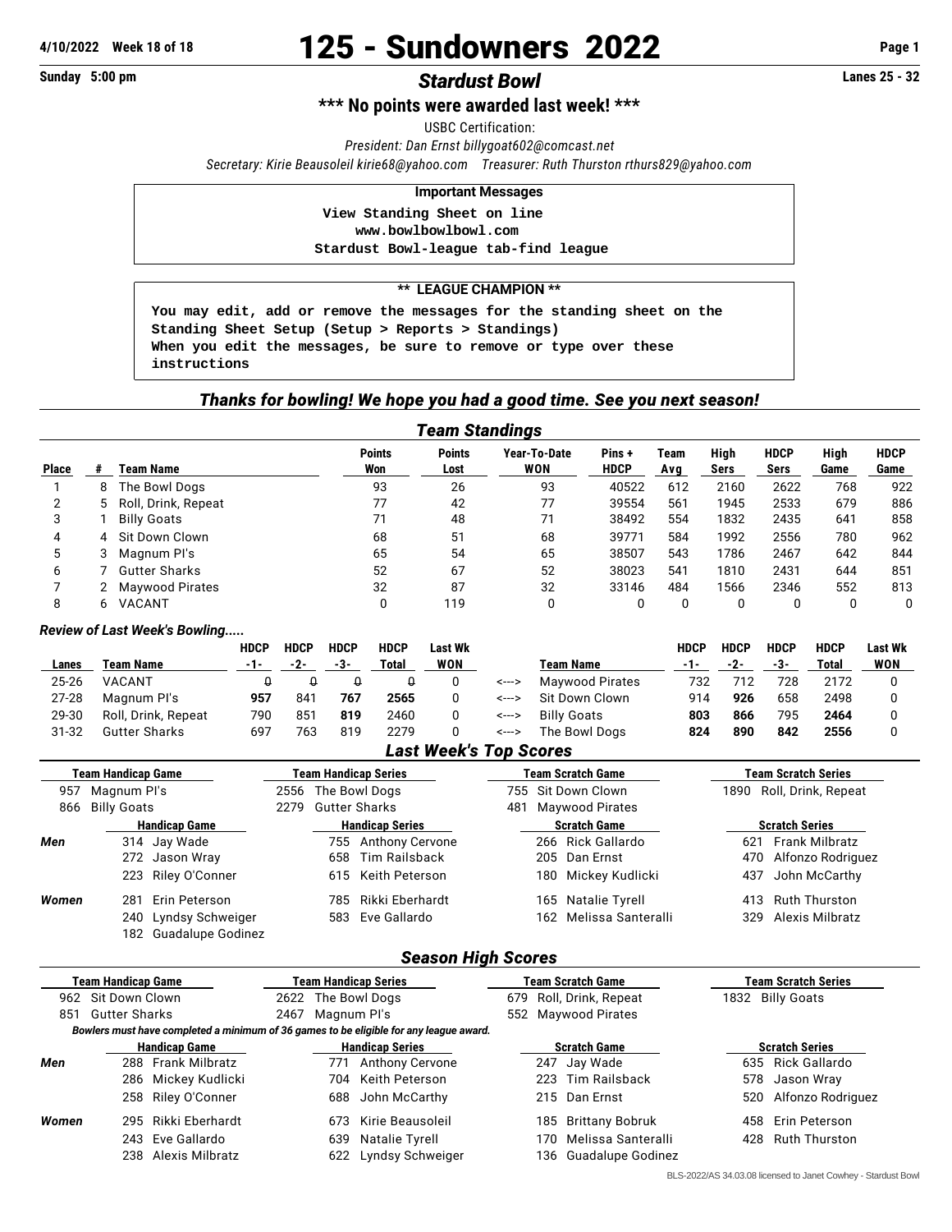4/10/2022 Week 18 of 18

# 125 - Sundowners 2022

Sunday 5:00 pm

## *Stardust Bowl*

Lanes 25 - 32

**\*\*\* No points were awarded last week! \*\*\***

USBC Certification:

*President: Dan Ernst billygoat602@comcast.net*

*Secretary: Kirie Beausoleil kirie68@yahoo.com Treasurer: Ruth Thurston rthurs829@yahoo.com*

**Important Messages**

```
View Standing Sheet on line
www.bowlbowlbowl.com
Stardust Bowl-league tab-find league
```

**\*\* LEAGUE CHAMPION \*\***

```
You may edit, add or remove the messages for the standing sheet on the
Standing Sheet Setup (Setup > Reports > Standings)
When you edit the messages, be sure to remove or type over these
instructions
```

*Thanks for bowling! We hope you had a good time. See you next season!*

### *Team Standings*

| Place | # | Team Name | Points Won | Points Lost | Year-To-Date WON | Pins + HDCP | Team Avg | High Sers | HDCP Sers | High Game | HDCP Game |
|---|---|---|---|---|---|---|---|---|---|---|---|
| 1 | 8 | The Bowl Dogs | 93 | 26 | 93 | 40522 | 612 | 2160 | 2622 | 768 | 922 |
| 2 | 5 | Roll, Drink, Repeat | 77 | 42 | 77 | 39554 | 561 | 1945 | 2533 | 679 | 886 |
| 3 | 1 | Billy Goats | 71 | 48 | 71 | 38492 | 554 | 1832 | 2435 | 641 | 858 |
| 4 | 4 | Sit Down Clown | 68 | 51 | 68 | 39771 | 584 | 1992 | 2556 | 780 | 962 |
| 5 | 3 | Magnum PI's | 65 | 54 | 65 | 38507 | 543 | 1786 | 2467 | 642 | 844 |
| 6 | 7 | Gutter Sharks | 52 | 67 | 52 | 38023 | 541 | 1810 | 2431 | 644 | 851 |
| 7 | 2 | Maywood Pirates | 32 | 87 | 32 | 33146 | 484 | 1566 | 2346 | 552 | 813 |
| 8 | 6 | VACANT | 0 | 119 | 0 | 0 | 0 | 0 | 0 | 0 | 0 |

*Review of Last Week's Bowling.....*

| Lanes | Team Name | HDCP -1- | HDCP -2- | HDCP -3- | HDCP Total | Last Wk WON | | Team Name | HDCP -1- | HDCP -2- | HDCP -3- | HDCP Total | Last Wk WON |
|---|---|---|---|---|---|---|---|---|---|---|---|---|---|
| 25-26 | VACANT | 0 | 0 | 0 | 0 | 0 | <---> | Maywood Pirates | 732 | 712 | 728 | 2172 | 0 |
| 27-28 | Magnum PI's | **957** | 841 | **767** | **2565** | 0 | <---> | Sit Down Clown | 914 | **926** | 658 | 2498 | 0 |
| 29-30 | Roll, Drink, Repeat | 790 | 851 | **819** | 2460 | 0 | <---> | Billy Goats | **803** | **866** | 795 | **2464** | 0 |
| 31-32 | Gutter Sharks | 697 | 763 | 819 | 2279 | 0 | <---> | The Bowl Dogs | **824** | **890** | **842** | **2556** | 0 |

### *Last Week's Top Scores*

| Team Handicap Game | Team Handicap Series | Team Scratch Game | Team Scratch Series |
|---|---|---|---|
| 957 Magnum PI's | 2556 The Bowl Dogs | 755 Sit Down Clown | 1890 Roll, Drink, Repeat |
| 866 Billy Goats | 2279 Gutter Sharks | 481 Maywood Pirates | |

| | Handicap Game | Handicap Series | Scratch Game | Scratch Series |
|---|---|---|---|---|
| *Men* | 314 Jay Wade | 755 Anthony Cervone | 266 Rick Gallardo | 621 Frank Milbratz |
| | 272 Jason Wray | 658 Tim Railsback | 205 Dan Ernst | 470 Alfonzo Rodriguez |
| | 223 Riley O'Conner | 615 Keith Peterson | 180 Mickey Kudlicki | 437 John McCarthy |
| *Women* | 281 Erin Peterson | 785 Rikki Eberhardt | 165 Natalie Tyrell | 413 Ruth Thurston |
| | 240 Lyndsy Schweiger | 583 Eve Gallardo | 162 Melissa Santeralli | 329 Alexis Milbratz |
| | 182 Guadalupe Godinez | | | |

### *Season High Scores*

| Team Handicap Game | Team Handicap Series | Team Scratch Game | Team Scratch Series |
|---|---|---|---|
| 962 Sit Down Clown | 2622 The Bowl Dogs | 679 Roll, Drink, Repeat | 1832 Billy Goats |
| 851 Gutter Sharks | 2467 Magnum PI's | 552 Maywood Pirates | |

***Bowlers must have completed a minimum of 36 games to be eligible for any league award.***

| | Handicap Game | Handicap Series | Scratch Game | Scratch Series |
|---|---|---|---|---|
| *Men* | 288 Frank Milbratz | 771 Anthony Cervone | 247 Jay Wade | 635 Rick Gallardo |
| | 286 Mickey Kudlicki | 704 Keith Peterson | 223 Tim Railsback | 578 Jason Wray |
| | 258 Riley O'Conner | 688 John McCarthy | 215 Dan Ernst | 520 Alfonzo Rodriguez |
| *Women* | 295 Rikki Eberhardt | 673 Kirie Beausoleil | 185 Brittany Bobruk | 458 Erin Peterson |
| | 243 Eve Gallardo | 639 Natalie Tyrell | 170 Melissa Santeralli | 428 Ruth Thurston |
| | 238 Alexis Milbratz | 622 Lyndsy Schweiger | 136 Guadalupe Godinez | |

BLS-2022/AS 34.03.08 licensed to Janet Cowhey - Stardust Bowl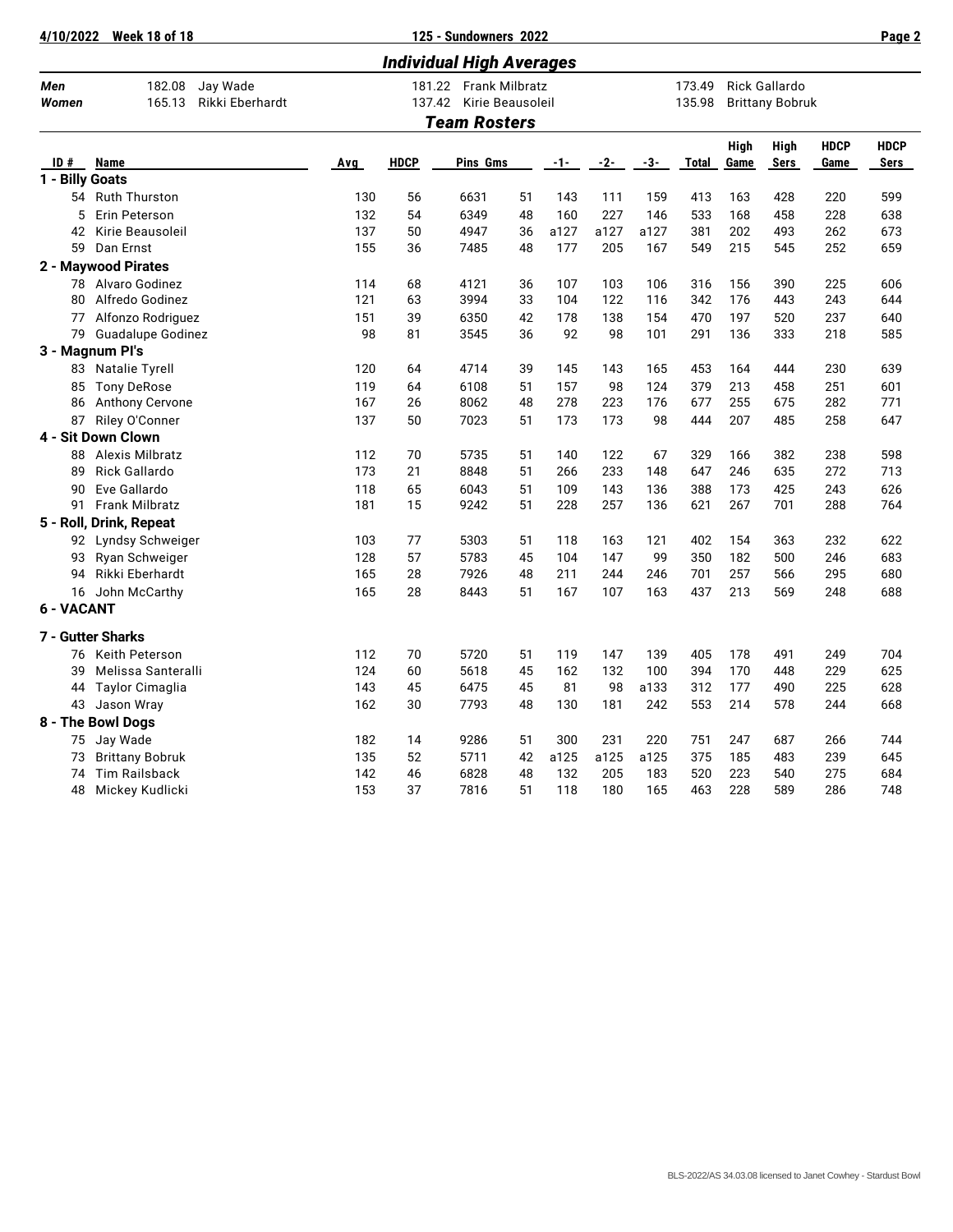## Individual High Averages

| | | | | | | |
|---|---|---|---|---|---|---|
| **Men** | 182.08 | Jay Wade | 181.22 | Frank Milbratz | 173.49 | Rick Gallardo |
| **Women** | 165.13 | Rikki Eberhardt | 137.42 | Kirie Beausoleil | 135.98 | Brittany Bobruk |

## Team Rosters

| ID # | Name | Avg | HDCP | Pins | Gms | -1- | -2- | -3- | Total | High Game | High Sers | HDCP Game | HDCP Sers |
|---|---|---|---|---|---|---|---|---|---|---|---|---|---|
| **1 - Billy Goats** | | | | | | | | | | | | | |
| 54 | Ruth Thurston | 130 | 56 | 6631 | 51 | 143 | 111 | 159 | 413 | 163 | 428 | 220 | 599 |
| 5 | Erin Peterson | 132 | 54 | 6349 | 48 | 160 | 227 | 146 | 533 | 168 | 458 | 228 | 638 |
| 42 | Kirie Beausoleil | 137 | 50 | 4947 | 36 | a127 | a127 | a127 | 381 | 202 | 493 | 262 | 673 |
| 59 | Dan Ernst | 155 | 36 | 7485 | 48 | 177 | 205 | 167 | 549 | 215 | 545 | 252 | 659 |
| **2 - Maywood Pirates** | | | | | | | | | | | | | |
| 78 | Alvaro Godinez | 114 | 68 | 4121 | 36 | 107 | 103 | 106 | 316 | 156 | 390 | 225 | 606 |
| 80 | Alfredo Godinez | 121 | 63 | 3994 | 33 | 104 | 122 | 116 | 342 | 176 | 443 | 243 | 644 |
| 77 | Alfonzo Rodriguez | 151 | 39 | 6350 | 42 | 178 | 138 | 154 | 470 | 197 | 520 | 237 | 640 |
| 79 | Guadalupe Godinez | 98 | 81 | 3545 | 36 | 92 | 98 | 101 | 291 | 136 | 333 | 218 | 585 |
| **3 - Magnum PI's** | | | | | | | | | | | | | |
| 83 | Natalie Tyrell | 120 | 64 | 4714 | 39 | 145 | 143 | 165 | 453 | 164 | 444 | 230 | 639 |
| 85 | Tony DeRose | 119 | 64 | 6108 | 51 | 157 | 98 | 124 | 379 | 213 | 458 | 251 | 601 |
| 86 | Anthony Cervone | 167 | 26 | 8062 | 48 | 278 | 223 | 176 | 677 | 255 | 675 | 282 | 771 |
| 87 | Riley O'Conner | 137 | 50 | 7023 | 51 | 173 | 173 | 98 | 444 | 207 | 485 | 258 | 647 |
| **4 - Sit Down Clown** | | | | | | | | | | | | | |
| 88 | Alexis Milbratz | 112 | 70 | 5735 | 51 | 140 | 122 | 67 | 329 | 166 | 382 | 238 | 598 |
| 89 | Rick Gallardo | 173 | 21 | 8848 | 51 | 266 | 233 | 148 | 647 | 246 | 635 | 272 | 713 |
| 90 | Eve Gallardo | 118 | 65 | 6043 | 51 | 109 | 143 | 136 | 388 | 173 | 425 | 243 | 626 |
| 91 | Frank Milbratz | 181 | 15 | 9242 | 51 | 228 | 257 | 136 | 621 | 267 | 701 | 288 | 764 |
| **5 - Roll, Drink, Repeat** | | | | | | | | | | | | | |
| 92 | Lyndsy Schweiger | 103 | 77 | 5303 | 51 | 118 | 163 | 121 | 402 | 154 | 363 | 232 | 622 |
| 93 | Ryan Schweiger | 128 | 57 | 5783 | 45 | 104 | 147 | 99 | 350 | 182 | 500 | 246 | 683 |
| 94 | Rikki Eberhardt | 165 | 28 | 7926 | 48 | 211 | 244 | 246 | 701 | 257 | 566 | 295 | 680 |
| 16 | John McCarthy | 165 | 28 | 8443 | 51 | 167 | 107 | 163 | 437 | 213 | 569 | 248 | 688 |
| **6 - VACANT** | | | | | | | | | | | | | |
| **7 - Gutter Sharks** | | | | | | | | | | | | | |
| 76 | Keith Peterson | 112 | 70 | 5720 | 51 | 119 | 147 | 139 | 405 | 178 | 491 | 249 | 704 |
| 39 | Melissa Santeralli | 124 | 60 | 5618 | 45 | 162 | 132 | 100 | 394 | 170 | 448 | 229 | 625 |
| 44 | Taylor Cimaglia | 143 | 45 | 6475 | 45 | 81 | 98 | a133 | 312 | 177 | 490 | 225 | 628 |
| 43 | Jason Wray | 162 | 30 | 7793 | 48 | 130 | 181 | 242 | 553 | 214 | 578 | 244 | 668 |
| **8 - The Bowl Dogs** | | | | | | | | | | | | | |
| 75 | Jay Wade | 182 | 14 | 9286 | 51 | 300 | 231 | 220 | 751 | 247 | 687 | 266 | 744 |
| 73 | Brittany Bobruk | 135 | 52 | 5711 | 42 | a125 | a125 | a125 | 375 | 185 | 483 | 239 | 645 |
| 74 | Tim Railsback | 142 | 46 | 6828 | 48 | 132 | 205 | 183 | 520 | 223 | 540 | 275 | 684 |
| 48 | Mickey Kudlicki | 153 | 37 | 7816 | 51 | 118 | 180 | 165 | 463 | 228 | 589 | 286 | 748 |

BLS-2022/AS 34.03.08 licensed to Janet Cowhey - Stardust Bowl